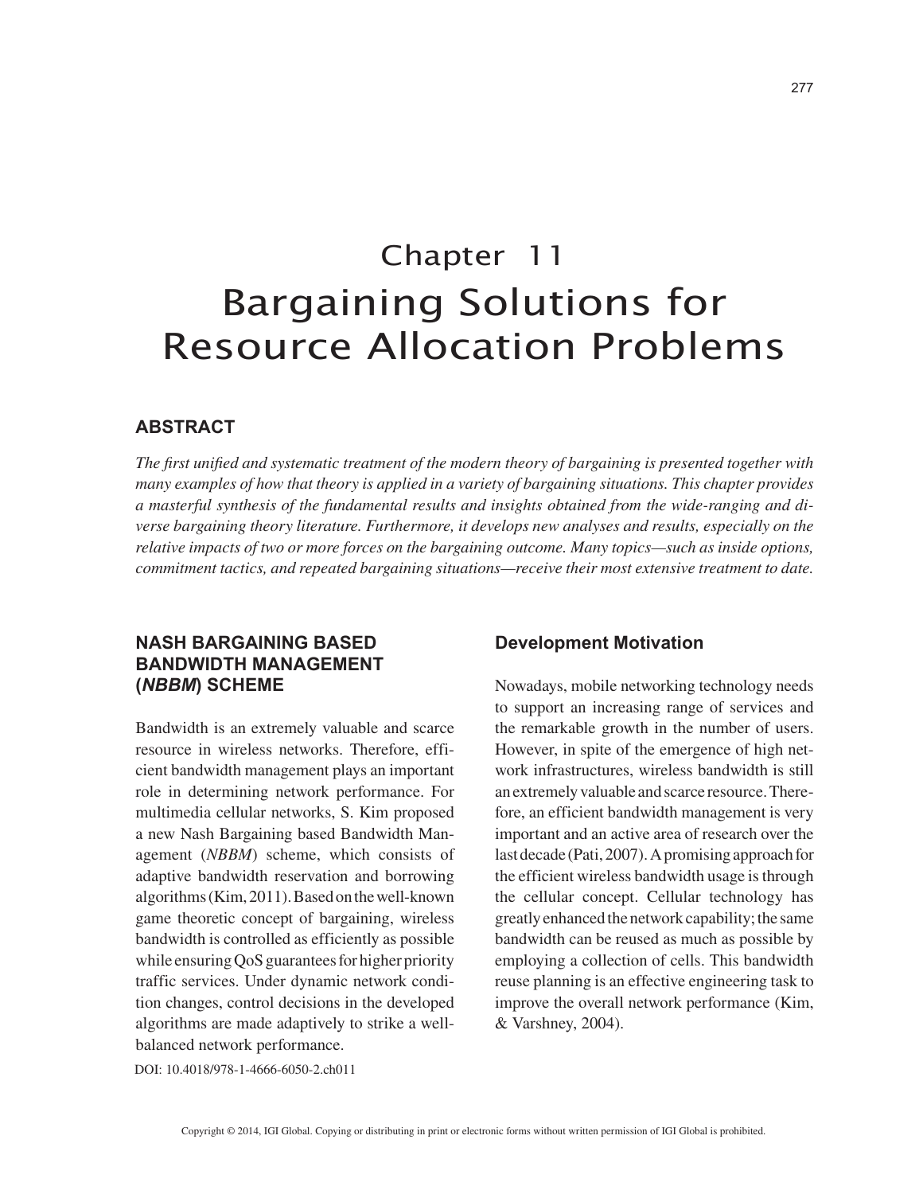# Chapter 11

# Bargaining Solutions for Resource Allocation Problems

## ABSTRACT

*The first unified and systematic treatment of the modern theory of bargaining is presented together with many examples of how that theory is applied in a variety of bargaining situations. This chapter provides a masterful synthesis of the fundamental results and insights obtained from the wide-ranging and diverse bargaining theory literature. Furthermore, it develops new analyses and results, especially on the relative impacts of two or more forces on the bargaining outcome. Many topics—such as inside options, commitment tactics, and repeated bargaining situations—receive their most extensive treatment to date.*

## NASH BARGAINING BASED BANDWIDTH MANAGEMENT (*NBBM*) SCHEME

Bandwidth is an extremely valuable and scarce resource in wireless networks. Therefore, efficient bandwidth management plays an important role in determining network performance. For multimedia cellular networks, S. Kim proposed a new Nash Bargaining based Bandwidth Management (*NBBM*) scheme, which consists of adaptive bandwidth reservation and borrowing algorithms (Kim, 2011). Based on the well-known game theoretic concept of bargaining, wireless bandwidth is controlled as efficiently as possible while ensuring QoS guarantees for higher priority traffic services. Under dynamic network condition changes, control decisions in the developed algorithms are made adaptively to strike a well-balanced network performance.

DOI: 10.4018/978-1-4666-6050-2.ch011

### Development Motivation

Nowadays, mobile networking technology needs to support an increasing range of services and the remarkable growth in the number of users. However, in spite of the emergence of high network infrastructures, wireless bandwidth is still an extremely valuable and scarce resource. Therefore, an efficient bandwidth management is very important and an active area of research over the last decade (Pati, 2007). A promising approach for the efficient wireless bandwidth usage is through the cellular concept. Cellular technology has greatly enhanced the network capability; the same bandwidth can be reused as much as possible by employing a collection of cells. This bandwidth reuse planning is an effective engineering task to improve the overall network performance (Kim, & Varshney, 2004).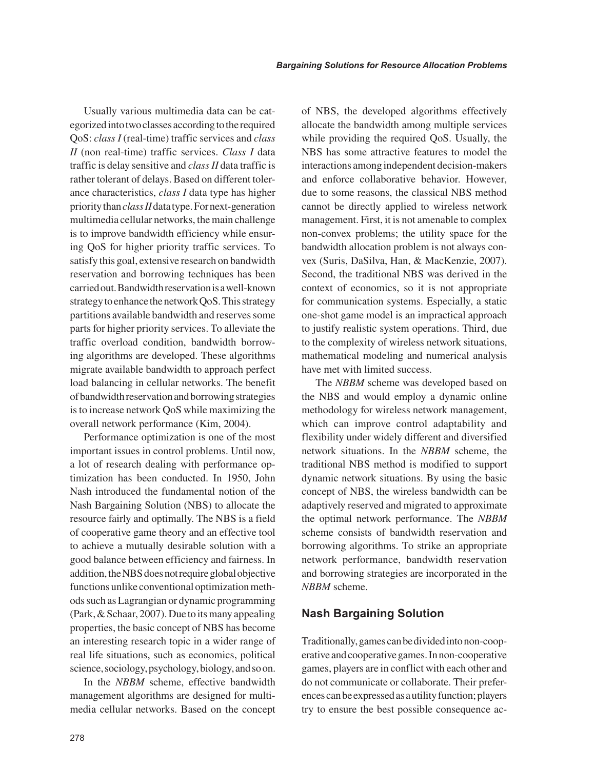Usually various multimedia data can be categorized into two classes according to the required QoS: *class I* (real-time) traffic services and *class II* (non real-time) traffic services. *Class I* data traffic is delay sensitive and *class II* data traffic is rather tolerant of delays. Based on different tolerance characteristics, *class I* data type has higher priority than *class II* data type. For next-generation multimedia cellular networks, the main challenge is to improve bandwidth efficiency while ensuring QoS for higher priority traffic services. To satisfy this goal, extensive research on bandwidth reservation and borrowing techniques has been carried out. Bandwidth reservation is a well-known strategy to enhance the network QoS. This strategy partitions available bandwidth and reserves some parts for higher priority services. To alleviate the traffic overload condition, bandwidth borrowing algorithms are developed. These algorithms migrate available bandwidth to approach perfect load balancing in cellular networks. The benefit of bandwidth reservation and borrowing strategies is to increase network QoS while maximizing the overall network performance (Kim, 2004).

Performance optimization is one of the most important issues in control problems. Until now, a lot of research dealing with performance optimization has been conducted. In 1950, John Nash introduced the fundamental notion of the Nash Bargaining Solution (NBS) to allocate the resource fairly and optimally. The NBS is a field of cooperative game theory and an effective tool to achieve a mutually desirable solution with a good balance between efficiency and fairness. In addition, the NBS does not require global objective functions unlike conventional optimization methods such as Lagrangian or dynamic programming (Park, & Schaar, 2007). Due to its many appealing properties, the basic concept of NBS has become an interesting research topic in a wider range of real life situations, such as economics, political science, sociology, psychology, biology, and so on.

In the *NBBM* scheme, effective bandwidth management algorithms are designed for multimedia cellular networks. Based on the concept of NBS, the developed algorithms effectively allocate the bandwidth among multiple services while providing the required QoS. Usually, the NBS has some attractive features to model the interactions among independent decision-makers and enforce collaborative behavior. However, due to some reasons, the classical NBS method cannot be directly applied to wireless network management. First, it is not amenable to complex non-convex problems; the utility space for the bandwidth allocation problem is not always convex (Suris, DaSilva, Han, & MacKenzie, 2007). Second, the traditional NBS was derived in the context of economics, so it is not appropriate for communication systems. Especially, a static one-shot game model is an impractical approach to justify realistic system operations. Third, due to the complexity of wireless network situations, mathematical modeling and numerical analysis have met with limited success.

The *NBBM* scheme was developed based on the NBS and would employ a dynamic online methodology for wireless network management, which can improve control adaptability and flexibility under widely different and diversified network situations. In the *NBBM* scheme, the traditional NBS method is modified to support dynamic network situations. By using the basic concept of NBS, the wireless bandwidth can be adaptively reserved and migrated to approximate the optimal network performance. The *NBBM* scheme consists of bandwidth reservation and borrowing algorithms. To strike an appropriate network performance, bandwidth reservation and borrowing strategies are incorporated in the *NBBM* scheme.

## Nash Bargaining Solution

Traditionally, games can be divided into non-cooperative and cooperative games. In non-cooperative games, players are in conflict with each other and do not communicate or collaborate. Their preferences can be expressed as a utility function; players try to ensure the best possible consequence ac-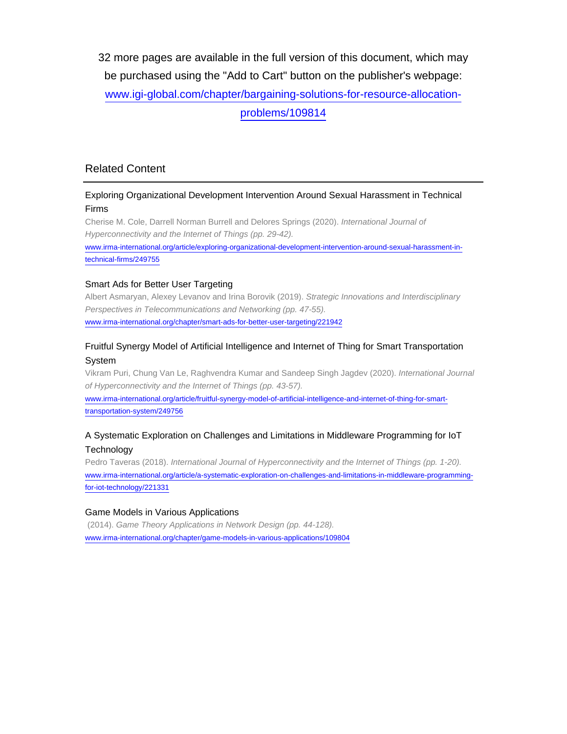32 more pages are available in the full version of this document, which may be purchased using the "Add to Cart" button on the publisher's webpage: [www.igi-global.com/chapter/bargaining-solutions-for-resource-allocation-problems/109814](www.igi-global.com/chapter/bargaining-solutions-for-resource-allocation-problems/109814)

## Related Content

### Exploring Organizational Development Intervention Around Sexual Harassment in Technical Firms

Cherise M. Cole, Darrell Norman Burrell and Delores Springs (2020). *International Journal of Hyperconnectivity and the Internet of Things (pp. 29-42).*

[www.irma-international.org/article/exploring-organizational-development-intervention-around-sexual-harassment-in-technical-firms/249755](www.irma-international.org/article/exploring-organizational-development-intervention-around-sexual-harassment-in-technical-firms/249755)

### Smart Ads for Better User Targeting

Albert Asmaryan, Alexey Levanov and Irina Borovik (2019). *Strategic Innovations and Interdisciplinary Perspectives in Telecommunications and Networking (pp. 47-55).*

[www.irma-international.org/chapter/smart-ads-for-better-user-targeting/221942](www.irma-international.org/chapter/smart-ads-for-better-user-targeting/221942)

### Fruitful Synergy Model of Artificial Intelligence and Internet of Thing for Smart Transportation System

Vikram Puri, Chung Van Le, Raghvendra Kumar and Sandeep Singh Jagdev (2020). *International Journal of Hyperconnectivity and the Internet of Things (pp. 43-57).*

[www.irma-international.org/article/fruitful-synergy-model-of-artificial-intelligence-and-internet-of-thing-for-smart-transportation-system/249756](www.irma-international.org/article/fruitful-synergy-model-of-artificial-intelligence-and-internet-of-thing-for-smart-transportation-system/249756)

### A Systematic Exploration on Challenges and Limitations in Middleware Programming for IoT Technology

Pedro Taveras (2018). *International Journal of Hyperconnectivity and the Internet of Things (pp. 1-20).*

[www.irma-international.org/article/a-systematic-exploration-on-challenges-and-limitations-in-middleware-programming-for-iot-technology/221331](www.irma-international.org/article/a-systematic-exploration-on-challenges-and-limitations-in-middleware-programming-for-iot-technology/221331)

### Game Models in Various Applications

(2014). *Game Theory Applications in Network Design (pp. 44-128).*

[www.irma-international.org/chapter/game-models-in-various-applications/109804](www.irma-international.org/chapter/game-models-in-various-applications/109804)